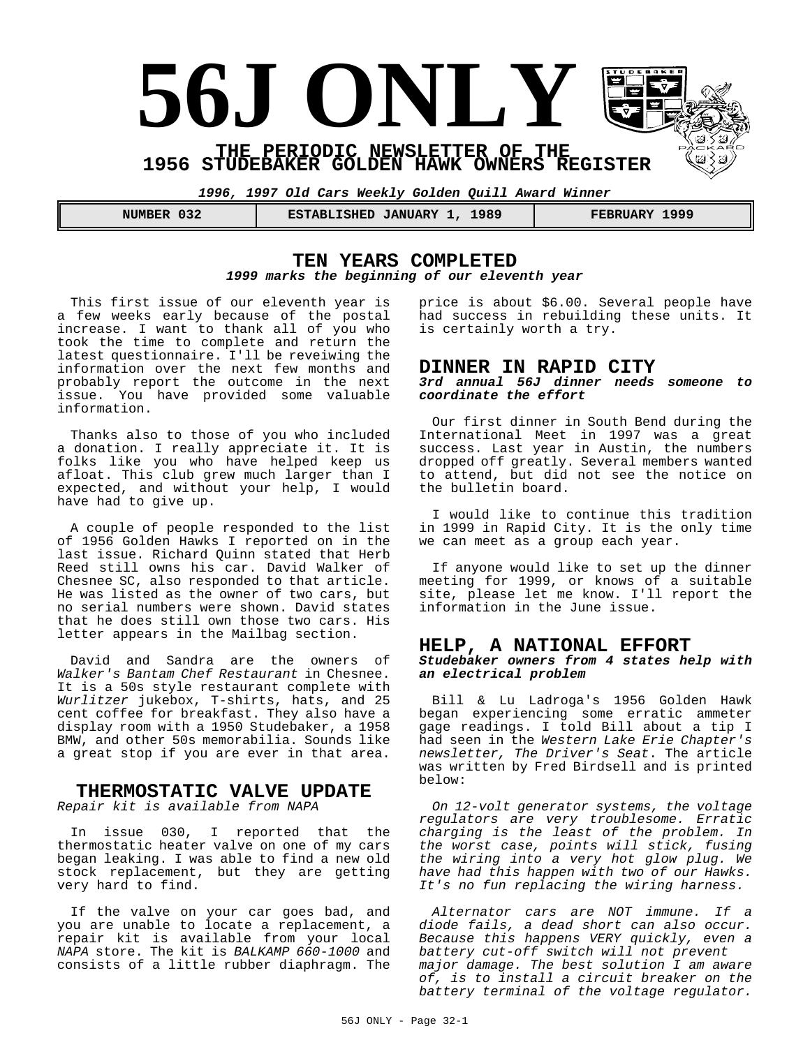# 56J ONLY

**THE PERIODIC NEWSLETTER OF THE 1956 STUDEBAKER GOLDEN HAWK OWNERS REGISTER**

***1996, 1997 Old Cars Weekly Golden Quill Award Winner***

| NUMBER 032 | ESTABLISHED JANUARY 1, 1989 | FEBRUARY 1999 |
|---|---|---|

## TEN YEARS COMPLETED

***1999 marks the beginning of our eleventh year***

This first issue of our eleventh year is a few weeks early because of the postal increase. I want to thank all of you who took the time to complete and return the latest questionnaire. I'll be reveiwing the information over the next few months and probably report the outcome in the next issue. You have provided some valuable information.

Thanks also to those of you who included a donation. I really appreciate it. It is folks like you who have helped keep us afloat. This club grew much larger than I expected, and without your help, I would have had to give up.

A couple of people responded to the list of 1956 Golden Hawks I reported on in the last issue. Richard Quinn stated that Herb Reed still owns his car. David Walker of Chesnee SC, also responded to that article. He was listed as the owner of two cars, but no serial numbers were shown. David states that he does still own those two cars. His letter appears in the Mailbag section.

David and Sandra are the owners of *Walker's Bantam Chef Restaurant* in Chesnee. It is a 50s style restaurant complete with *Wurlitzer* jukebox, T-shirts, hats, and 25 cent coffee for breakfast. They also have a display room with a 1950 Studebaker, a 1958 BMW, and other 50s memorabilia. Sounds like a great stop if you are ever in that area.

## THERMOSTATIC VALVE UPDATE

*Repair kit is available from NAPA*

In issue 030, I reported that the thermostatic heater valve on one of my cars began leaking. I was able to find a new old stock replacement, but they are getting very hard to find.

If the valve on your car goes bad, and you are unable to locate a replacement, a repair kit is available from your local *NAPA* store. The kit is *BALKAMP 660-1000* and consists of a little rubber diaphragm. The price is about $6.00. Several people have had success in rebuilding these units. It is certainly worth a try.

## DINNER IN RAPID CITY

***3rd annual 56J dinner needs someone to coordinate the effort***

Our first dinner in South Bend during the International Meet in 1997 was a great success. Last year in Austin, the numbers dropped off greatly. Several members wanted to attend, but did not see the notice on the bulletin board.

I would like to continue this tradition in 1999 in Rapid City. It is the only time we can meet as a group each year.

If anyone would like to set up the dinner meeting for 1999, or knows of a suitable site, please let me know. I'll report the information in the June issue.

## HELP, A NATIONAL EFFORT

***Studebaker owners from 4 states help with an electrical problem***

Bill & Lu Ladroga's 1956 Golden Hawk began experiencing some erratic ammeter gage readings. I told Bill about a tip I had seen in the *Western Lake Erie Chapter's newsletter, The Driver's Seat*. The article was written by Fred Birdsell and is printed below:

*On 12-volt generator systems, the voltage regulators are very troublesome. Erratic charging is the least of the problem. In the worst case, points will stick, fusing the wiring into a very hot glow plug. We have had this happen with two of our Hawks. It's no fun replacing the wiring harness.*

*Alternator cars are NOT immune. If a diode fails, a dead short can also occur. Because this happens VERY quickly, even a battery cut-off switch will not prevent major damage. The best solution I am aware of, is to install a circuit breaker on the battery terminal of the voltage regulator.*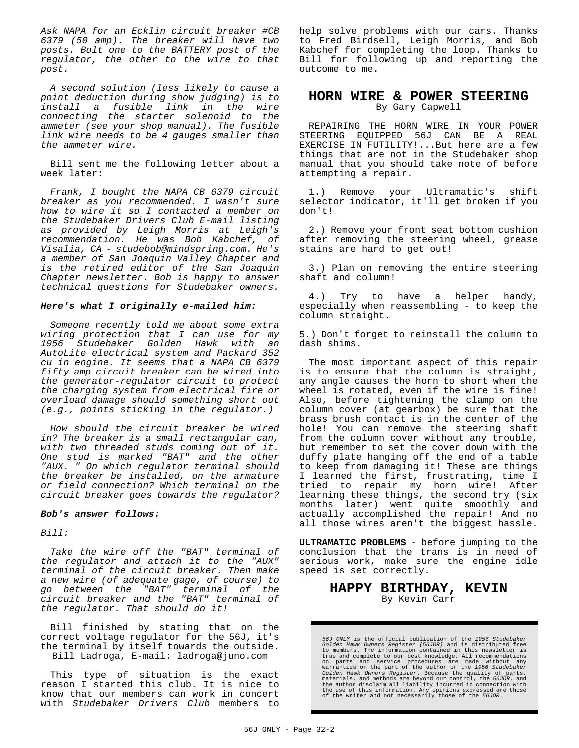*Ask NAPA for an Ecklin circuit breaker #CB 6379 (50 amp). The breaker will have two posts. Bolt one to the BATTERY post of the regulator, the other to the wire to that post.*

*A second solution (less likely to cause a point deduction during show judging) is to install a fusible link in the wire connecting the starter solenoid to the ammeter (see your shop manual). The fusible link wire needs to be 4 gauges smaller than the ammeter wire.*

Bill sent me the following letter about a week later:

*Frank, I bought the NAPA CB 6379 circuit breaker as you recommended. I wasn't sure how to wire it so I contacted a member on the Studebaker Drivers Club E-mail listing as provided by Leigh Morris at Leigh's recommendation. He was Bob Kabchef, of Visalia, CA - studebob@mindspring.com. He's a member of San Joaquin Valley Chapter and is the retired editor of the San Joaquin Chapter newsletter. Bob is happy to answer technical questions for Studebaker owners.*

***Here's what I originally e-mailed him:***

*Someone recently told me about some extra wiring protection that I can use for my 1956 Studebaker Golden Hawk with an AutoLite electrical system and Packard 352 cu in engine. It seems that a NAPA CB 6379 fifty amp circuit breaker can be wired into the generator-regulator circuit to protect the charging system from electrical fire or overload damage should something short out (e.g., points sticking in the regulator.)*

*How should the circuit breaker be wired in? The breaker is a small rectangular can, with two threaded studs coming out of it. One stud is marked "BAT" and the other "AUX. " On which regulator terminal should the breaker be installed, on the armature or field connection? Which terminal on the circuit breaker goes towards the regulator?*

***Bob's answer follows:***

*Bill:*

*Take the wire off the "BAT" terminal of the regulator and attach it to the "AUX" terminal of the circuit breaker. Then make a new wire (of adequate gage, of course) to go between the "BAT" terminal of the circuit breaker and the "BAT" terminal of the regulator. That should do it!*

Bill finished by stating that on the correct voltage regulator for the 56J, it's the terminal by itself towards the outside.
Bill Ladroga, E-mail: ladroga@juno.com

This type of situation is the exact reason I started this club. It is nice to know that our members can work in concert with *Studebaker Drivers Club* members to help solve problems with our cars. Thanks to Fred Birdsell, Leigh Morris, and Bob Kabchef for completing the loop. Thanks to Bill for following up and reporting the outcome to me.

## HORN WIRE & POWER STEERING

By Gary Capwell

REPAIRING THE HORN WIRE IN YOUR POWER STEERING EQUIPPED 56J CAN BE A REAL EXERCISE IN FUTILITY!...But here are a few things that are not in the Studebaker shop manual that you should take note of before attempting a repair.

1.) Remove your Ultramatic's shift selector indicator, it'll get broken if you don't!

2.) Remove your front seat bottom cushion after removing the steering wheel, grease stains are hard to get out!

3.) Plan on removing the entire steering shaft and column!

4.) Try to have a helper handy, especially when reassembling - to keep the column straight.

5.) Don't forget to reinstall the column to dash shims.

The most important aspect of this repair is to ensure that the column is straight, any angle causes the horn to short when the wheel is rotated, even if the wire is fine! Also, before tightening the clamp on the column cover (at gearbox) be sure that the brass brush contact is in the center of the hole! You can remove the steering shaft from the column cover without any trouble, but remember to set the cover down with the duffy plate hanging off the end of a table to keep from damaging it! These are things I learned the first, frustrating, time I tried to repair my horn wire! After learning these things, the second try (six months later) went quite smoothly and actually accomplished the repair! And no all those wires aren't the biggest hassle.

**ULTRAMATIC PROBLEMS** - before jumping to the conclusion that the trans is in need of serious work, make sure the engine idle speed is set correctly.

## HAPPY BIRTHDAY, KEVIN

By Kevin Carr

*56J ONLY* is the official publication of the *1956 Studebaker Golden Hawk Owners Register (56JOR)* and is distributed free to members. The information contained in this newsletter is true and complete to our best knowledge. All recommendations on parts and service procedures are made without any warranties on the part of the author or the *1956 Studebaker Golden Hawk Owners Register*. Because the quality of parts, materials, and methods are beyond our control, the *56JOR*, and the author disclaim all liability incurred in connection with the use of this information. Any opinions expressed are those of the writer and not necessarily those of the *56JOR*.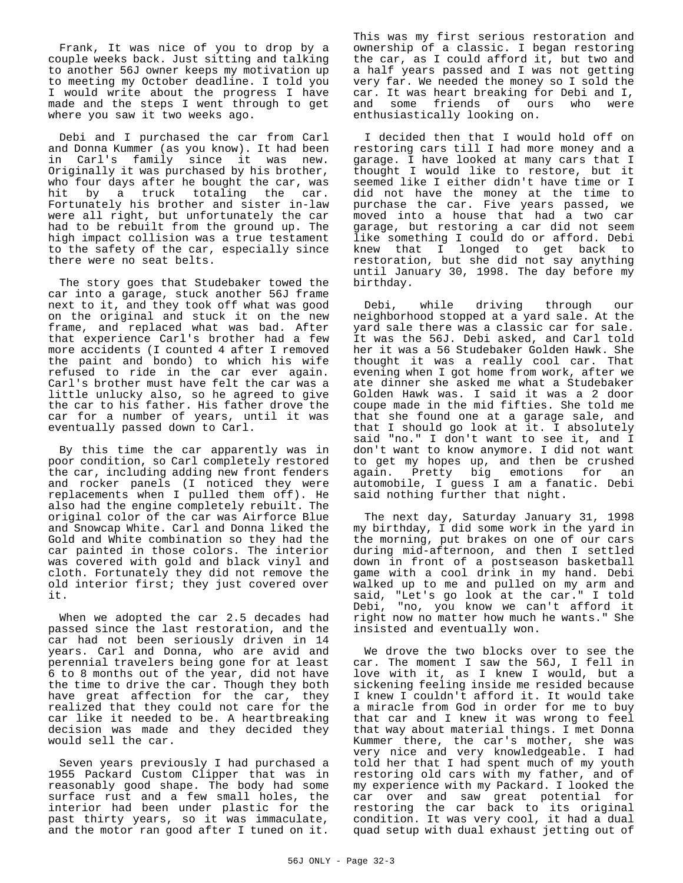Frank, It was nice of you to drop by a couple weeks back. Just sitting and talking to another 56J owner keeps my motivation up to meeting my October deadline. I told you I would write about the progress I have made and the steps I went through to get where you saw it two weeks ago.

Debi and I purchased the car from Carl and Donna Kummer (as you know). It had been in Carl's family since it was new. Originally it was purchased by his brother, who four days after he bought the car, was hit by a truck totaling the car. Fortunately his brother and sister in-law were all right, but unfortunately the car had to be rebuilt from the ground up. The high impact collision was a true testament to the safety of the car, especially since there were no seat belts.

The story goes that Studebaker towed the car into a garage, stuck another 56J frame next to it, and they took off what was good on the original and stuck it on the new frame, and replaced what was bad. After that experience Carl's brother had a few more accidents (I counted 4 after I removed the paint and bondo) to which his wife refused to ride in the car ever again. Carl's brother must have felt the car was a little unlucky also, so he agreed to give the car to his father. His father drove the car for a number of years, until it was eventually passed down to Carl.

By this time the car apparently was in poor condition, so Carl completely restored the car, including adding new front fenders and rocker panels (I noticed they were replacements when I pulled them off). He also had the engine completely rebuilt. The original color of the car was Airforce Blue and Snowcap White. Carl and Donna liked the Gold and White combination so they had the car painted in those colors. The interior was covered with gold and black vinyl and cloth. Fortunately they did not remove the old interior first; they just covered over it.

When we adopted the car 2.5 decades had passed since the last restoration, and the car had not been seriously driven in 14 years. Carl and Donna, who are avid and perennial travelers being gone for at least 6 to 8 months out of the year, did not have the time to drive the car. Though they both have great affection for the car, they realized that they could not care for the car like it needed to be. A heartbreaking decision was made and they decided they would sell the car.

Seven years previously I had purchased a 1955 Packard Custom Clipper that was in reasonably good shape. The body had some surface rust and a few small holes, the interior had been under plastic for the past thirty years, so it was immaculate, and the motor ran good after I tuned on it. This was my first serious restoration and ownership of a classic. I began restoring the car, as I could afford it, but two and a half years passed and I was not getting very far. We needed the money so I sold the car. It was heart breaking for Debi and I, and some friends of ours who were enthusiastically looking on.

I decided then that I would hold off on restoring cars till I had more money and a garage. I have looked at many cars that I thought I would like to restore, but it seemed like I either didn't have time or I did not have the money at the time to purchase the car. Five years passed, we moved into a house that had a two car garage, but restoring a car did not seem like something I could do or afford. Debi knew that I longed to get back to restoration, but she did not say anything until January 30, 1998. The day before my birthday.

Debi, while driving through our neighborhood stopped at a yard sale. At the yard sale there was a classic car for sale. It was the 56J. Debi asked, and Carl told her it was a 56 Studebaker Golden Hawk. She thought it was a really cool car. That evening when I got home from work, after we ate dinner she asked me what a Studebaker Golden Hawk was. I said it was a 2 door coupe made in the mid fifties. She told me that she found one at a garage sale, and that I should go look at it. I absolutely said "no." I don't want to see it, and I don't want to know anymore. I did not want to get my hopes up, and then be crushed again. Pretty big emotions for an automobile, I guess I am a fanatic. Debi said nothing further that night.

The next day, Saturday January 31, 1998 my birthday, I did some work in the yard in the morning, put brakes on one of our cars during mid-afternoon, and then I settled down in front of a postseason basketball game with a cool drink in my hand. Debi walked up to me and pulled on my arm and said, "Let's go look at the car." I told Debi, "no, you know we can't afford it right now no matter how much he wants." She insisted and eventually won.

We drove the two blocks over to see the car. The moment I saw the 56J, I fell in love with it, as I knew I would, but a sickening feeling inside me resided because I knew I couldn't afford it. It would take a miracle from God in order for me to buy that car and I knew it was wrong to feel that way about material things. I met Donna Kummer there, the car's mother, she was very nice and very knowledgeable. I had told her that I had spent much of my youth restoring old cars with my father, and of my experience with my Packard. I looked the car over and saw great potential for restoring the car back to its original condition. It was very cool, it had a dual quad setup with dual exhaust jetting out of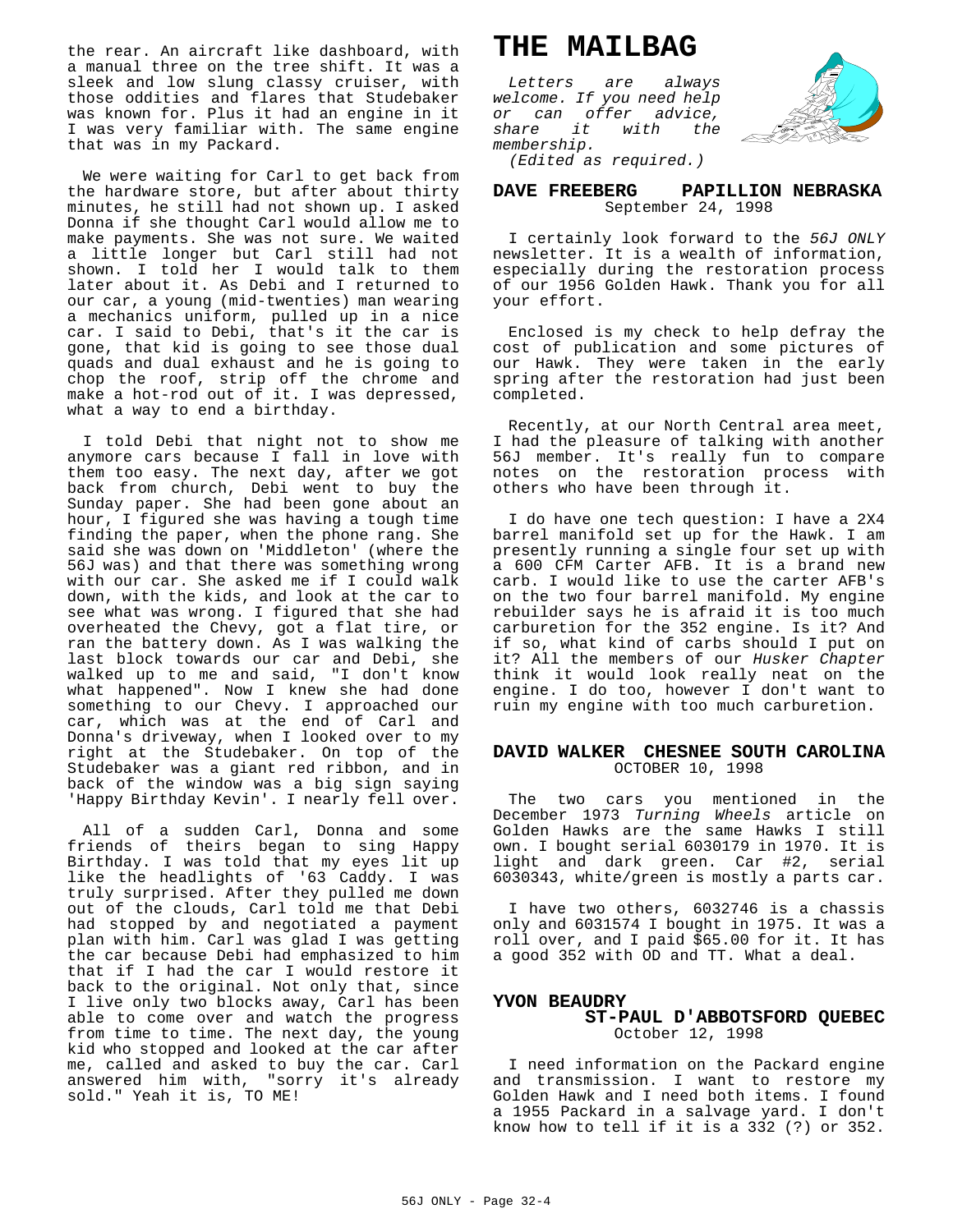the rear. An aircraft like dashboard, with a manual three on the tree shift. It was a sleek and low slung classy cruiser, with those oddities and flares that Studebaker was known for. Plus it had an engine in it I was very familiar with. The same engine that was in my Packard.

We were waiting for Carl to get back from the hardware store, but after about thirty minutes, he still had not shown up. I asked Donna if she thought Carl would allow me to make payments. She was not sure. We waited a little longer but Carl still had not shown. I told her I would talk to them later about it. As Debi and I returned to our car, a young (mid-twenties) man wearing a mechanics uniform, pulled up in a nice car. I said to Debi, that's it the car is gone, that kid is going to see those dual quads and dual exhaust and he is going to chop the roof, strip off the chrome and make a hot-rod out of it. I was depressed, what a way to end a birthday.

I told Debi that night not to show me anymore cars because I fall in love with them too easy. The next day, after we got back from church, Debi went to buy the Sunday paper. She had been gone about an hour, I figured she was having a tough time finding the paper, when the phone rang. She said she was down on 'Middleton' (where the 56J was) and that there was something wrong with our car. She asked me if I could walk down, with the kids, and look at the car to see what was wrong. I figured that she had overheated the Chevy, got a flat tire, or ran the battery down. As I was walking the last block towards our car and Debi, she walked up to me and said, "I don't know what happened". Now I knew she had done something to our Chevy. I approached our car, which was at the end of Carl and Donna's driveway, when I looked over to my right at the Studebaker. On top of the Studebaker was a giant red ribbon, and in back of the window was a big sign saying 'Happy Birthday Kevin'. I nearly fell over.

All of a sudden Carl, Donna and some friends of theirs began to sing Happy Birthday. I was told that my eyes lit up like the headlights of '63 Caddy. I was truly surprised. After they pulled me down out of the clouds, Carl told me that Debi had stopped by and negotiated a payment plan with him. Carl was glad I was getting the car because Debi had emphasized to him that if I had the car I would restore it back to the original. Not only that, since I live only two blocks away, Carl has been able to come over and watch the progress from time to time. The next day, the young kid who stopped and looked at the car after me, called and asked to buy the car. Carl answered him with, "sorry it's already sold." Yeah it is, TO ME!

# THE MAILBAG

*Letters are always welcome. If you need help or can offer advice, share it with the membership.*
*(Edited as required.)*

### DAVE FREEBERG PAPILLION NEBRASKA
September 24, 1998

I certainly look forward to the *56J ONLY* newsletter. It is a wealth of information, especially during the restoration process of our 1956 Golden Hawk. Thank you for all your effort.

Enclosed is my check to help defray the cost of publication and some pictures of our Hawk. They were taken in the early spring after the restoration had just been completed.

Recently, at our North Central area meet, I had the pleasure of talking with another 56J member. It's really fun to compare notes on the restoration process with others who have been through it.

I do have one tech question: I have a 2X4 barrel manifold set up for the Hawk. I am presently running a single four set up with a 600 CFM Carter AFB. It is a brand new carb. I would like to use the carter AFB's on the two four barrel manifold. My engine rebuilder says he is afraid it is too much carburetion for the 352 engine. Is it? And if so, what kind of carbs should I put on it? All the members of our *Husker Chapter* think it would look really neat on the engine. I do too, however I don't want to ruin my engine with too much carburetion.

### DAVID WALKER CHESNEE SOUTH CAROLINA
OCTOBER 10, 1998

The two cars you mentioned in the December 1973 *Turning Wheels* article on Golden Hawks are the same Hawks I still own. I bought serial 6030179 in 1970. It is light and dark green. Car #2, serial 6030343, white/green is mostly a parts car.

I have two others, 6032746 is a chassis only and 6031574 I bought in 1975. It was a roll over, and I paid $65.00 for it. It has a good 352 with OD and TT. What a deal.

### YVON BEAUDRY ST-PAUL D'ABBOTSFORD QUEBEC
October 12, 1998

I need information on the Packard engine and transmission. I want to restore my Golden Hawk and I need both items. I found a 1955 Packard in a salvage yard. I don't know how to tell if it is a 332 (?) or 352.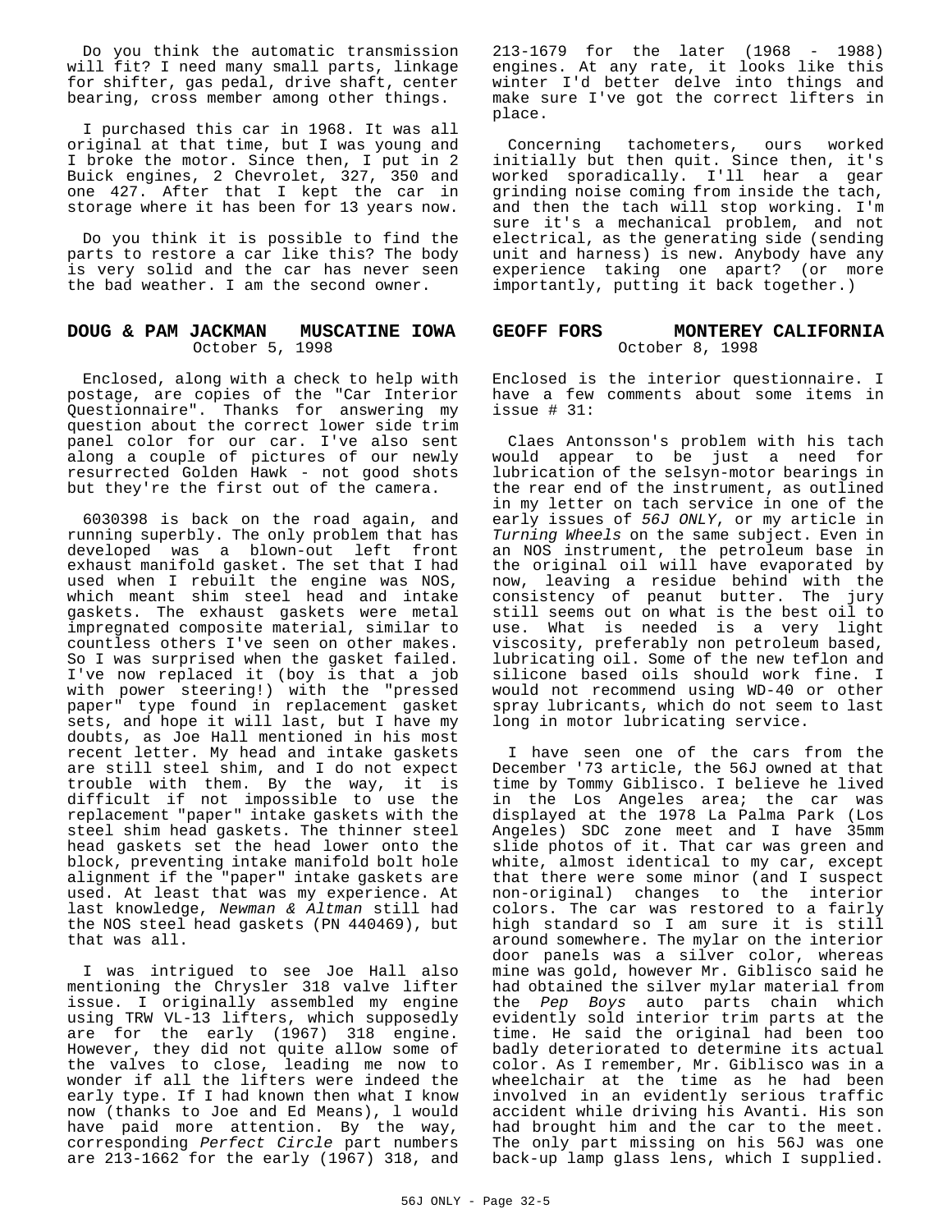Do you think the automatic transmission will fit? I need many small parts, linkage for shifter, gas pedal, drive shaft, center bearing, cross member among other things.

I purchased this car in 1968. It was all original at that time, but I was young and I broke the motor. Since then, I put in 2 Buick engines, 2 Chevrolet, 327, 350 and one 427. After that I kept the car in storage where it has been for 13 years now.

Do you think it is possible to find the parts to restore a car like this? The body is very solid and the car has never seen the bad weather. I am the second owner.

### DOUG & PAM JACKMAN   MUSCATINE IOWA
October 5, 1998

Enclosed, along with a check to help with postage, are copies of the "Car Interior Questionnaire". Thanks for answering my question about the correct lower side trim panel color for our car. I've also sent along a couple of pictures of our newly resurrected Golden Hawk - not good shots but they're the first out of the camera.

6030398 is back on the road again, and running superbly. The only problem that has developed was a blown-out left front exhaust manifold gasket. The set that I had used when I rebuilt the engine was NOS, which meant shim steel head and intake gaskets. The exhaust gaskets were metal impregnated composite material, similar to countless others I've seen on other makes. So I was surprised when the gasket failed. I've now replaced it (boy is that a job with power steering!) with the "pressed paper" type found in replacement gasket sets, and hope it will last, but I have my doubts, as Joe Hall mentioned in his most recent letter. My head and intake gaskets are still steel shim, and I do not expect trouble with them. By the way, it is difficult if not impossible to use the replacement "paper" intake gaskets with the steel shim head gaskets. The thinner steel head gaskets set the head lower onto the block, preventing intake manifold bolt hole alignment if the "paper" intake gaskets are used. At least that was my experience. At last knowledge, *Newman & Altman* still had the NOS steel head gaskets (PN 440469), but that was all.

I was intrigued to see Joe Hall also mentioning the Chrysler 318 valve lifter issue. I originally assembled my engine using TRW VL-13 lifters, which supposedly are for the early (1967) 318 engine. However, they did not quite allow some of the valves to close, leading me now to wonder if all the lifters were indeed the early type. If I had known then what I know now (thanks to Joe and Ed Means), l would have paid more attention. By the way, corresponding *Perfect Circle* part numbers are 213-1662 for the early (1967) 318, and 213-1679 for the later (1968 - 1988) engines. At any rate, it looks like this winter I'd better delve into things and make sure I've got the correct lifters in place.

Concerning tachometers, ours worked initially but then quit. Since then, it's worked sporadically. I'll hear a gear grinding noise coming from inside the tach, and then the tach will stop working. I'm sure it's a mechanical problem, and not electrical, as the generating side (sending unit and harness) is new. Anybody have any experience taking one apart? (or more importantly, putting it back together.)

### GEOFF FORS   MONTEREY CALIFORNIA
October 8, 1998

Enclosed is the interior questionnaire. I have a few comments about some items in issue # 31:

Claes Antonsson's problem with his tach would appear to be just a need for lubrication of the selsyn-motor bearings in the rear end of the instrument, as outlined in my letter on tach service in one of the early issues of *56J ONLY*, or my article in *Turning Wheels* on the same subject. Even in an NOS instrument, the petroleum base in the original oil will have evaporated by now, leaving a residue behind with the consistency of peanut butter. The jury still seems out on what is the best oil to use. What is needed is a very light viscosity, preferably non petroleum based, lubricating oil. Some of the new teflon and silicone based oils should work fine. I would not recommend using WD-40 or other spray lubricants, which do not seem to last long in motor lubricating service.

I have seen one of the cars from the December '73 article, the 56J owned at that time by Tommy Giblisco. I believe he lived in the Los Angeles area; the car was displayed at the 1978 La Palma Park (Los Angeles) SDC zone meet and I have 35mm slide photos of it. That car was green and white, almost identical to my car, except that there were some minor (and I suspect non-original) changes to the interior colors. The car was restored to a fairly high standard so I am sure it is still around somewhere. The mylar on the interior door panels was a silver color, whereas mine was gold, however Mr. Giblisco said he had obtained the silver mylar material from the *Pep Boys* auto parts chain which evidently sold interior trim parts at the time. He said the original had been too badly deteriorated to determine its actual color. As I remember, Mr. Gibliso was in a wheelchair at the time as he had been involved in an evidently serious traffic accident while driving his Avanti. His son had brought him and the car to the meet. The only part missing on his 56J was one back-up lamp glass lens, which I supplied.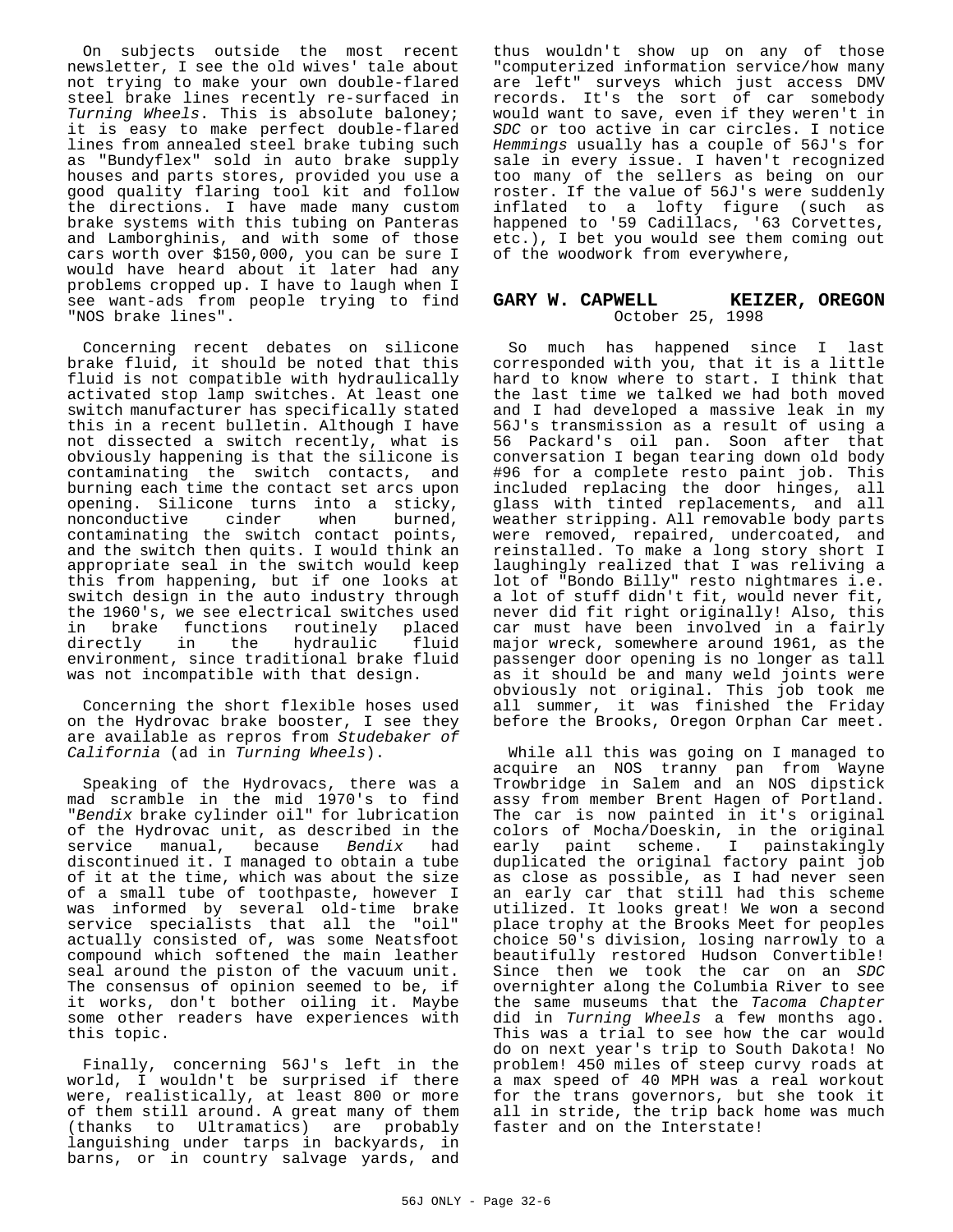On subjects outside the most recent newsletter, I see the old wives' tale about not trying to make your own double-flared steel brake lines recently re-surfaced in *Turning Wheels*. This is absolute baloney; it is easy to make perfect double-flared lines from annealed steel brake tubing such as "Bundyflex" sold in auto brake supply houses and parts stores, provided you use a good quality flaring tool kit and follow the directions. I have made many custom brake systems with this tubing on Panteras and Lamborghinis, and with some of those cars worth over $150,000, you can be sure I would have heard about it later had any problems cropped up. I have to laugh when I see want-ads from people trying to find "NOS brake lines".

Concerning recent debates on silicone brake fluid, it should be noted that this fluid is not compatible with hydraulically activated stop lamp switches. At least one switch manufacturer has specifically stated this in a recent bulletin. Although I have not dissected a switch recently, what is obviously happening is that the silicone is contaminating the switch contacts, and burning each time the contact set arcs upon opening. Silicone turns into a sticky, nonconductive cinder when burned, contaminating the switch contact points, and the switch then quits. I would think an appropriate seal in the switch would keep this from happening, but if one looks at switch design in the auto industry through the 1960's, we see electrical switches used in brake functions routinely placed directly in the hydraulic fluid environment, since traditional brake fluid was not incompatible with that design.

Concerning the short flexible hoses used on the Hydrovac brake booster, I see they are available as repros from *Studebaker of California* (ad in *Turning Wheels*).

Speaking of the Hydrovacs, there was a mad scramble in the mid 1970's to find "*Bendix* brake cylinder oil" for lubrication of the Hydrovac unit, as described in the service manual, because *Bendix* had discontinued it. I managed to obtain a tube of it at the time, which was about the size of a small tube of toothpaste, however I was informed by several old-time brake service specialists that all the "oil" actually consisted of, was some Neatsfoot compound which softened the main leather seal around the piston of the vacuum unit. The consensus of opinion seemed to be, if it works, don't bother oiling it. Maybe some other readers have experiences with this topic.

Finally, concerning 56J's left in the world, I wouldn't be surprised if there were, realistically, at least 800 or more of them still around. A great many of them (thanks to Ultramatics) are probably languishing under tarps in backyards, in barns, or in country salvage yards, and thus wouldn't show up on any of those "computerized information service/how many are left" surveys which just access DMV records. It's the sort of car somebody would want to save, even if they weren't in *SDC* or too active in car circles. I notice *Hemmings* usually has a couple of 56J's for sale in every issue. I haven't recognized too many of the sellers as being on our roster. If the value of 56J's were suddenly inflated to a lofty figure (such as happened to '59 Cadillacs, '63 Corvettes, etc.), I bet you would see them coming out of the woodwork from everywhere,

## GARY W. CAPWELL — KEIZER, OREGON

October 25, 1998

So much has happened since I last corresponded with you, that it is a little hard to know where to start. I think that the last time we talked we had both moved and I had developed a massive leak in my 56J's transmission as a result of using a 56 Packard's oil pan. Soon after that conversation I began tearing down old body #96 for a complete resto paint job. This included replacing the door hinges, all glass with tinted replacements, and all weather stripping. All removable body parts were removed, repaired, undercoated, and reinstalled. To make a long story short I laughingly realized that I was reliving a lot of "Bondo Billy" resto nightmares i.e. a lot of stuff didn't fit, would never fit, never did fit right originally! Also, this car must have been involved in a fairly major wreck, somewhere around 1961, as the passenger door opening is no longer as tall as it should be and many weld joints were obviously not original. This job took me all summer, it was finished the Friday before the Brooks, Oregon Orphan Car meet.

While all this was going on I managed to acquire an NOS tranny pan from Wayne Trowbridge in Salem and an NOS dipstick assy from member Brent Hagen of Portland. The car is now painted in it's original colors of Mocha/Doeskin, in the original early paint scheme. I painstakingly duplicated the original factory paint job as close as possible, as I had never seen an early car that still had this scheme utilized. It looks great! We won a second place trophy at the Brooks Meet for peoples choice 50's division, losing narrowly to a beautifully restored Hudson Convertible! Since then we took the car on an *SDC* overnighter along the Columbia River to see the same museums that the *Tacoma Chapter* did in *Turning Wheels* a few months ago. This was a trial to see how the car would do on next year's trip to South Dakota! No problem! 450 miles of steep curvy roads at a max speed of 40 MPH was a real workout for the trans governors, but she took it all in stride, the trip back home was much faster and on the Interstate!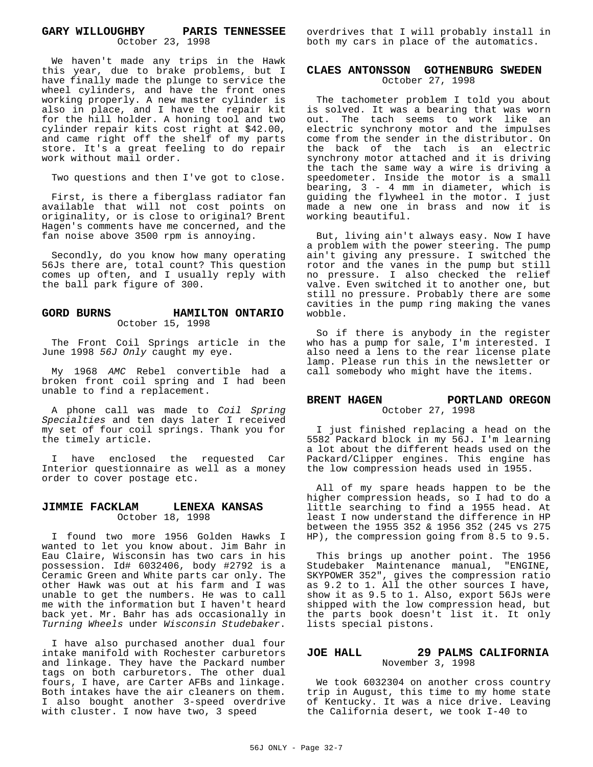**GARY WILLOUGHBY PARIS TENNESSEE**
October 23, 1998

We haven't made any trips in the Hawk this year, due to brake problems, but I have finally made the plunge to service the wheel cylinders, and have the front ones working properly. A new master cylinder is also in place, and I have the repair kit for the hill holder. A honing tool and two cylinder repair kits cost right at $42.00, and came right off the shelf of my parts store. It's a great feeling to do repair work without mail order.

Two questions and then I've got to close.

First, is there a fiberglass radiator fan available that will not cost points on originality, or is close to original? Brent Hagen's comments have me concerned, and the fan noise above 3500 rpm is annoying.

Secondly, do you know how many operating 56Js there are, total count? This question comes up often, and I usually reply with the ball park figure of 300.

**GORD BURNS HAMILTON ONTARIO**
October 15, 1998

The Front Coil Springs article in the June 1998 *56J Only* caught my eye.

My 1968 *AMC* Rebel convertible had a broken front coil spring and I had been unable to find a replacement.

A phone call was made to *Coil Spring Specialties* and ten days later I received my set of four coil springs. Thank you for the timely article.

I have enclosed the requested Car Interior questionnaire as well as a money order to cover postage etc.

**JIMMIE FACKLAM LENEXA KANSAS**
October 18, 1998

I found two more 1956 Golden Hawks I wanted to let you know about. Jim Bahr in Eau Claire, Wisconsin has two cars in his possession. Id# 6032406, body #2792 is a Ceramic Green and White parts car only. The other Hawk was out at his farm and I was unable to get the numbers. He was to call me with the information but I haven't heard back yet. Mr. Bahr has ads occasionally in *Turning Wheels* under *Wisconsin Studebaker*.

I have also purchased another dual four intake manifold with Rochester carburetors and linkage. They have the Packard number tags on both carburetors. The other dual fours, I have, are Carter AFBs and linkage. Both intakes have the air cleaners on them. I also bought another 3-speed overdrive with cluster. I now have two, 3 speed overdrives that I will probably install in both my cars in place of the automatics.

**CLAES ANTONSSON GOTHENBURG SWEDEN**
October 27, 1998

The tachometer problem I told you about is solved. It was a bearing that was worn out. The tach seems to work like an electric synchrony motor and the impulses come from the sender in the distributor. On the back of the tach is an electric synchrony motor attached and it is driving the tach the same way a wire is driving a speedometer. Inside the motor is a small bearing, 3 - 4 mm in diameter, which is guiding the flywheel in the motor. I just made a new one in brass and now it is working beautiful.

But, living ain't always easy. Now I have a problem with the power steering. The pump ain't giving any pressure. I switched the rotor and the vanes in the pump but still no pressure. I also checked the relief valve. Even switched it to another one, but still no pressure. Probably there are some cavities in the pump ring making the vanes wobble.

So if there is anybody in the register who has a pump for sale, I'm interested. I also need a lens to the rear license plate lamp. Please run this in the newsletter or call somebody who might have the items.

**BRENT HAGEN PORTLAND OREGON**
October 27, 1998

I just finished replacing a head on the 5582 Packard block in my 56J. I'm learning a lot about the different heads used on the Packard/Clipper engines. This engine has the low compression heads used in 1955.

All of my spare heads happen to be the higher compression heads, so I had to do a little searching to find a 1955 head. At least I now understand the difference in HP between the 1955 352 & 1956 352 (245 vs 275 HP), the compression going from 8.5 to 9.5.

This brings up another point. The 1956 Studebaker Maintenance manual, "ENGINE, SKYPOWER 352", gives the compression ratio as 9.2 to 1. All the other sources I have, show it as 9.5 to 1. Also, export 56Js were shipped with the low compression head, but the parts book doesn't list it. It only lists special pistons.

**JOE HALL 29 PALMS CALIFORNIA**
November 3, 1998

We took 6032304 on another cross country trip in August, this time to my home state of Kentucky. It was a nice drive. Leaving the California desert, we took I-40 to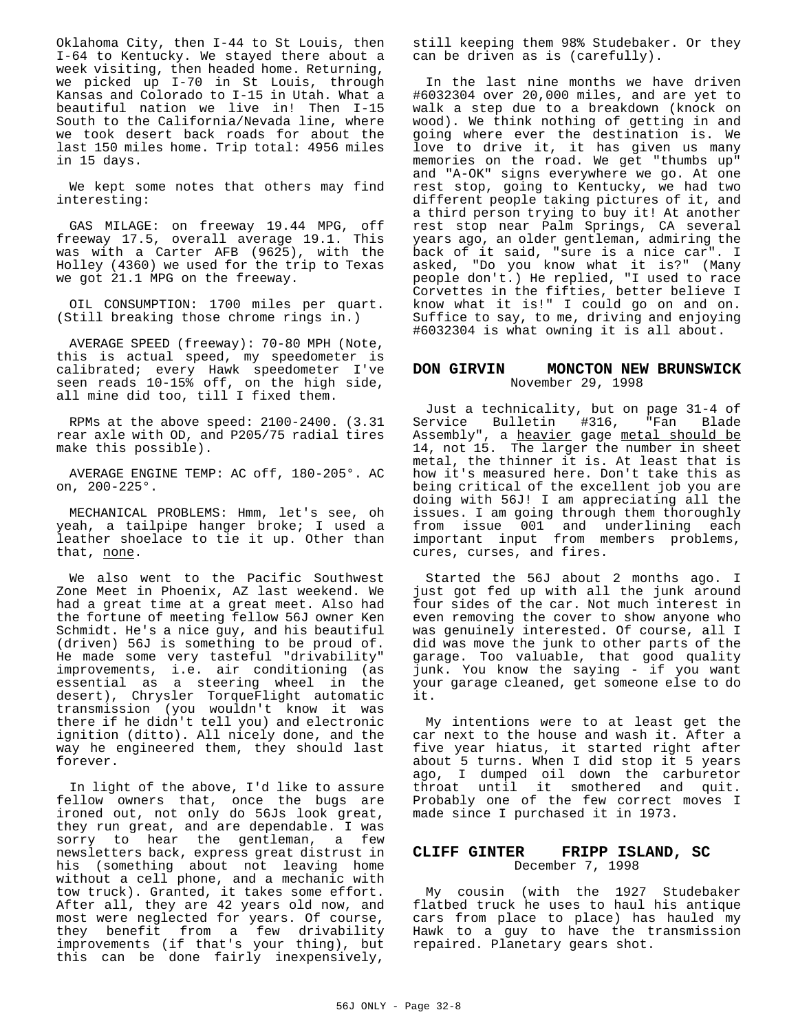Oklahoma City, then I-44 to St Louis, then I-64 to Kentucky. We stayed there about a week visiting, then headed home. Returning, we picked up I-70 in St Louis, through Kansas and Colorado to I-15 in Utah. What a beautiful nation we live in! Then I-15 South to the California/Nevada line, where we took desert back roads for about the last 150 miles home. Trip total: 4956 miles in 15 days.

We kept some notes that others may find interesting:

GAS MILAGE: on freeway 19.44 MPG, off freeway 17.5, overall average 19.1. This was with a Carter AFB (9625), with the Holley (4360) we used for the trip to Texas we got 21.1 MPG on the freeway.

OIL CONSUMPTION: 1700 miles per quart. (Still breaking those chrome rings in.)

AVERAGE SPEED (freeway): 70-80 MPH (Note, this is actual speed, my speedometer is calibrated; every Hawk speedometer I've seen reads 10-15% off, on the high side, all mine did too, till I fixed them.

RPMs at the above speed: 2100-2400. (3.31 rear axle with OD, and P205/75 radial tires make this possible).

AVERAGE ENGINE TEMP: AC off, 180-205°. AC on, 200-225°.

MECHANICAL PROBLEMS: Hmm, let's see, oh yeah, a tailpipe hanger broke; I used a leather shoelace to tie it up. Other than that, <u>none</u>.

We also went to the Pacific Southwest Zone Meet in Phoenix, AZ last weekend. We had a great time at a great meet. Also had the fortune of meeting fellow 56J owner Ken Schmidt. He's a nice guy, and his beautiful (driven) 56J is something to be proud of. He made some very tasteful "drivability" improvements, i.e. air conditioning (as essential as a steering wheel in the desert), Chrysler TorqueFlight automatic transmission (you wouldn't know it was there if he didn't tell you) and electronic ignition (ditto). All nicely done, and the way he engineered them, they should last forever.

In light of the above, I'd like to assure fellow owners that, once the bugs are ironed out, not only do 56Js look great, they run great, and are dependable. I was sorry to hear the gentleman, a few newsletters back, express great distrust in his (something about not leaving home without a cell phone, and a mechanic with tow truck). Granted, it takes some effort. After all, they are 42 years old now, and most were neglected for years. Of course, they benefit from a few drivability improvements (if that's your thing), but this can be done fairly inexpensively, still keeping them 98% Studebaker. Or they can be driven as is (carefully).

In the last nine months we have driven #6032304 over 20,000 miles, and are yet to walk a step due to a breakdown (knock on wood). We think nothing of getting in and going where ever the destination is. We love to drive it, it has given us many memories on the road. We get "thumbs up" and "A-OK" signs everywhere we go. At one rest stop, going to Kentucky, we had two different people taking pictures of it, and a third person trying to buy it! At another rest stop near Palm Springs, CA several years ago, an older gentleman, admiring the back of it said, "sure is a nice car". I asked, "Do you know what it is?" (Many people don't.) He replied, "I used to race Corvettes in the fifties, better believe I know what it is!" I could go on and on. Suffice to say, to me, driving and enjoying #6032304 is what owning it is all about.

## DON GIRVIN MONCTON NEW BRUNSWICK

November 29, 1998

Just a technicality, but on page 31-4 of Service Bulletin #316, "Fan Blade Assembly", a <u>heavier</u> gage <u>metal should be</u> 14, not 15. The larger the number in sheet metal, the thinner it is. At least that is how it's measured here. Don't take this as being critical of the excellent job you are doing with 56J! I am appreciating all the issues. I am going through them thoroughly from issue 001 and underlining each important input from members problems, cures, curses, and fires.

Started the 56J about 2 months ago. I just got fed up with all the junk around four sides of the car. Not much interest in even removing the cover to show anyone who was genuinely interested. Of course, all I did was move the junk to other parts of the garage. Too valuable, that good quality junk. You know the saying - if you want your garage cleaned, get someone else to do it.

My intentions were to at least get the car next to the house and wash it. After a five year hiatus, it started right after about 5 turns. When I did stop it 5 years ago, I dumped oil down the carburetor throat until it smothered and quit. Probably one of the few correct moves I made since I purchased it in 1973.

## CLIFF GINTER FRIPP ISLAND, SC

December 7, 1998

My cousin (with the 1927 Studebaker flatbed truck he uses to haul his antique cars from place to place) has hauled my Hawk to a guy to have the transmission repaired. Planetary gears shot.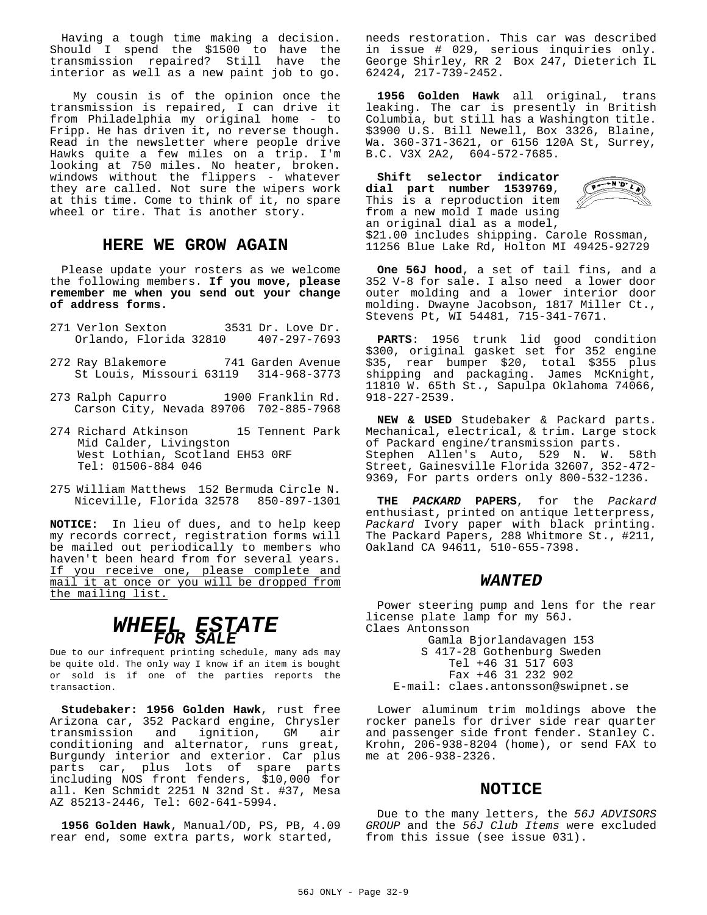Having a tough time making a decision. Should I spend the $1500 to have the transmission repaired? Still have the interior as well as a new paint job to go.

My cousin is of the opinion once the transmission is repaired, I can drive it from Philadelphia my original home - to Fripp. He has driven it, no reverse though. Read in the newsletter where people drive Hawks quite a few miles on a trip. I'm looking at 750 miles. No heater, broken. windows without the flippers - whatever they are called. Not sure the wipers work at this time. Come to think of it, no spare wheel or tire. That is another story.

## HERE WE GROW AGAIN

Please update your rosters as we welcome the following members. **If you move, please remember me when you send out your change of address forms.**

271 Verlon Sexton 3531 Dr. Love Dr.
Orlando, Florida 32810 407-297-7693

272 Ray Blakemore 741 Garden Avenue
St Louis, Missouri 63119 314-968-3773

273 Ralph Capurro 1900 Franklin Rd.
Carson City, Nevada 89706 702-885-7968

274 Richard Atkinson 15 Tennent Park
Mid Calder, Livingston
West Lothian, Scotland EH53 0RF
Tel: 01506-884 046

275 William Matthews 152 Bermuda Circle N.
Niceville, Florida 32578 850-897-1301

**NOTICE:** In lieu of dues, and to help keep my records correct, registration forms will be mailed out periodically to members who haven't been heard from for several years. If you receive one, please complete and mail it at once or you will be dropped from the mailing list.

## *WHEEL ESTATE*
### *FOR SALE*

Due to our infrequent printing schedule, many ads may be quite old. The only way I know if an item is bought or sold is if one of the parties reports the transaction.

**Studebaker: 1956 Golden Hawk**, rust free Arizona car, 352 Packard engine, Chrysler transmission and ignition, GM air conditioning and alternator, runs great, Burgundy interior and exterior. Car plus parts car, plus lots of spare parts including NOS front fenders, $10,000 for all. Ken Schmidt 2251 N 32nd St. #37, Mesa AZ 85213-2446, Tel: 602-641-5994.

**1956 Golden Hawk**, Manual/OD, PS, PB, 4.09 rear end, some extra parts, work started, needs restoration. This car was described in issue # 029, serious inquiries only. George Shirley, RR 2 Box 247, Dieterich IL 62424, 217-739-2452.

**1956 Golden Hawk** all original, trans leaking. The car is presently in British Columbia, but still has a Washington title. $3900 U.S. Bill Newell, Box 3326, Blaine, Wa. 360-371-3621, or 6156 120A St, Surrey, B.C. V3X 2A2, 604-572-7685.

**Shift selector indicator dial part number 1539769**, This is a reproduction item from a new mold I made using an original dial as a model, $21.00 includes shipping. Carole Rossman, 11256 Blue Lake Rd, Holton MI 49425-92729

**One 56J hood**, a set of tail fins, and a 352 V-8 for sale. I also need a lower door outer molding and a lower interior door molding. Dwayne Jacobson, 1817 Miller Ct., Stevens Pt, WI 54481, 715-341-7671.

**PARTS**: 1956 trunk lid good condition $300, original gasket set for 352 engine $35, rear bumper $20, total $355 plus shipping and packaging. James McKnight, 11810 W. 65th St., Sapulpa Oklahoma 74066, 918-227-2539.

**NEW & USED** Studebaker & Packard parts. Mechanical, electrical, & trim. Large stock of Packard engine/transmission parts. Stephen Allen's Auto, 529 N. W. 58th Street, Gainesville Florida 32607, 352-472-9369, For parts orders only 800-532-1236.

**THE *PACKARD* PAPERS**, for the *Packard* enthusiast, printed on antique letterpress, *Packard* Ivory paper with black printing. The Packard Papers, 288 Whitmore St., #211, Oakland CA 94611, 510-655-7398.

## *WANTED*

Power steering pump and lens for the rear license plate lamp for my 56J.
Claes Antonsson
Gamla Bjorlandavagen 153
S 417-28 Gothenburg Sweden
Tel +46 31 517 603
Fax +46 31 232 902
E-mail: claes.antonsson@swipnet.se

Lower aluminum trim moldings above the rocker panels for driver side rear quarter and passenger side front fender. Stanley C. Krohn, 206-938-8204 (home), or send FAX to me at 206-938-2326.

## NOTICE

Due to the many letters, the *56J ADVISORS GROUP* and the *56J Club Items* were excluded from this issue (see issue 031).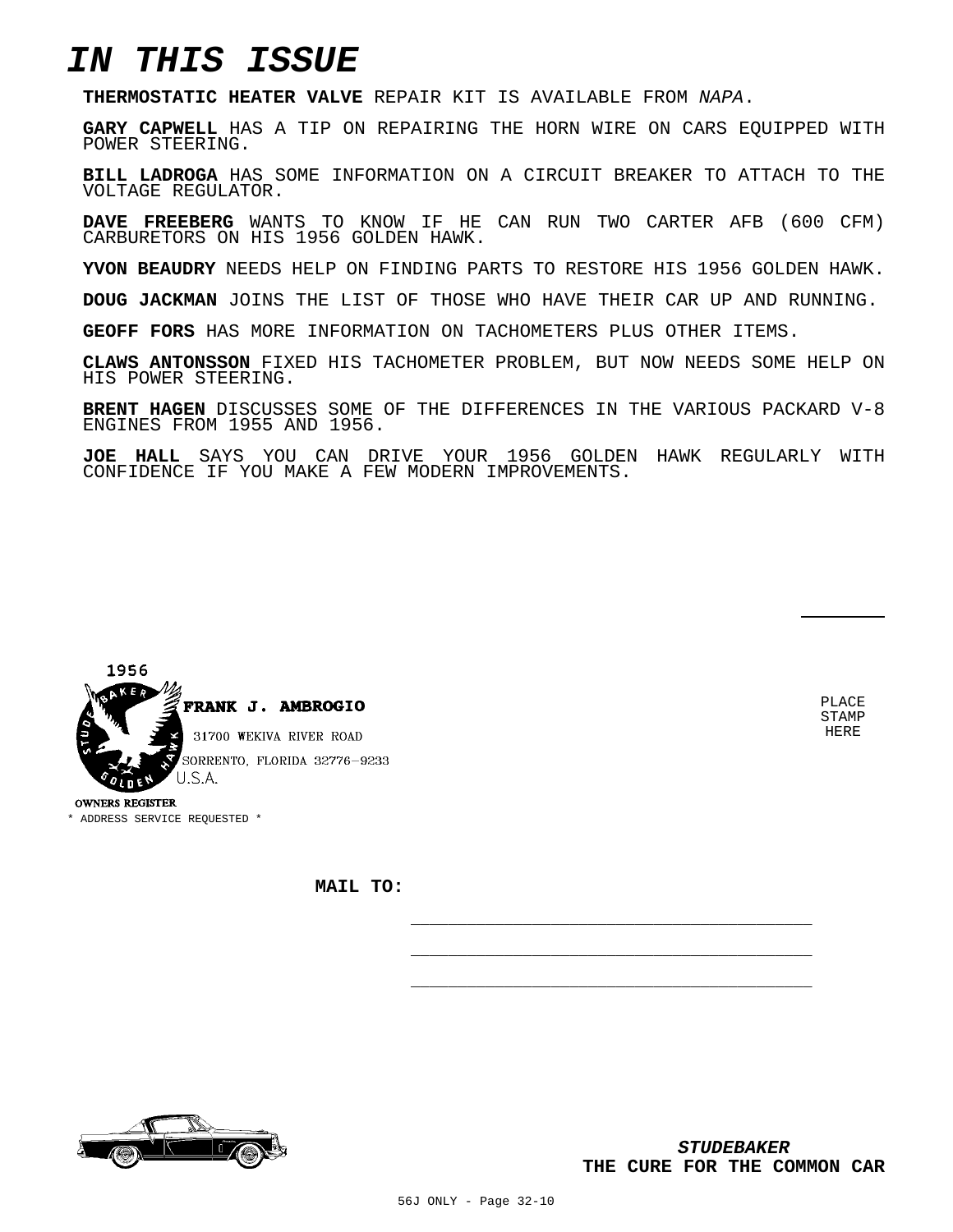# *IN THIS ISSUE*

**THERMOSTATIC HEATER VALVE** REPAIR KIT IS AVAILABLE FROM *NAPA*.

**GARY CAPWELL** HAS A TIP ON REPAIRING THE HORN WIRE ON CARS EQUIPPED WITH POWER STEERING.

**BILL LADROGA** HAS SOME INFORMATION ON A CIRCUIT BREAKER TO ATTACH TO THE VOLTAGE REGULATOR.

**DAVE FREEBERG** WANTS TO KNOW IF HE CAN RUN TWO CARTER AFB (600 CFM) CARBURETORS ON HIS 1956 GOLDEN HAWK.

**YVON BEAUDRY** NEEDS HELP ON FINDING PARTS TO RESTORE HIS 1956 GOLDEN HAWK.

**DOUG JACKMAN** JOINS THE LIST OF THOSE WHO HAVE THEIR CAR UP AND RUNNING.

**GEOFF FORS** HAS MORE INFORMATION ON TACHOMETERS PLUS OTHER ITEMS.

**CLAWS ANTONSSON** FIXED HIS TACHOMETER PROBLEM, BUT NOW NEEDS SOME HELP ON HIS POWER STEERING.

**BRENT HAGEN** DISCUSSES SOME OF THE DIFFERENCES IN THE VARIOUS PACKARD V-8 ENGINES FROM 1955 AND 1956.

**JOE HALL** SAYS YOU CAN DRIVE YOUR 1956 GOLDEN HAWK REGULARLY WITH CONFIDENCE IF YOU MAKE A FEW MODERN IMPROVEMENTS.

1956 STUDEBAKER GOLDEN HAWK

OWNERS REGISTER

**FRANK J. AMBROGIO**

31700 WEKIVA RIVER ROAD

SORRENTO, FLORIDA 32776-9233

U.S.A.

\* ADDRESS SERVICE REQUESTED \*

PLACE STAMP HERE

**MAIL TO:**

\_\_\_\_\_\_\_\_\_\_\_\_\_\_\_\_\_\_\_\_\_\_\_\_\_\_\_\_\_\_\_\_\_\_\_\_\_\_\_\_

\_\_\_\_\_\_\_\_\_\_\_\_\_\_\_\_\_\_\_\_\_\_\_\_\_\_\_\_\_\_\_\_\_\_\_\_\_\_\_\_

\_\_\_\_\_\_\_\_\_\_\_\_\_\_\_\_\_\_\_\_\_\_\_\_\_\_\_\_\_\_\_\_\_\_\_\_\_\_\_\_

***STUDEBAKER***

**THE CURE FOR THE COMMON CAR**